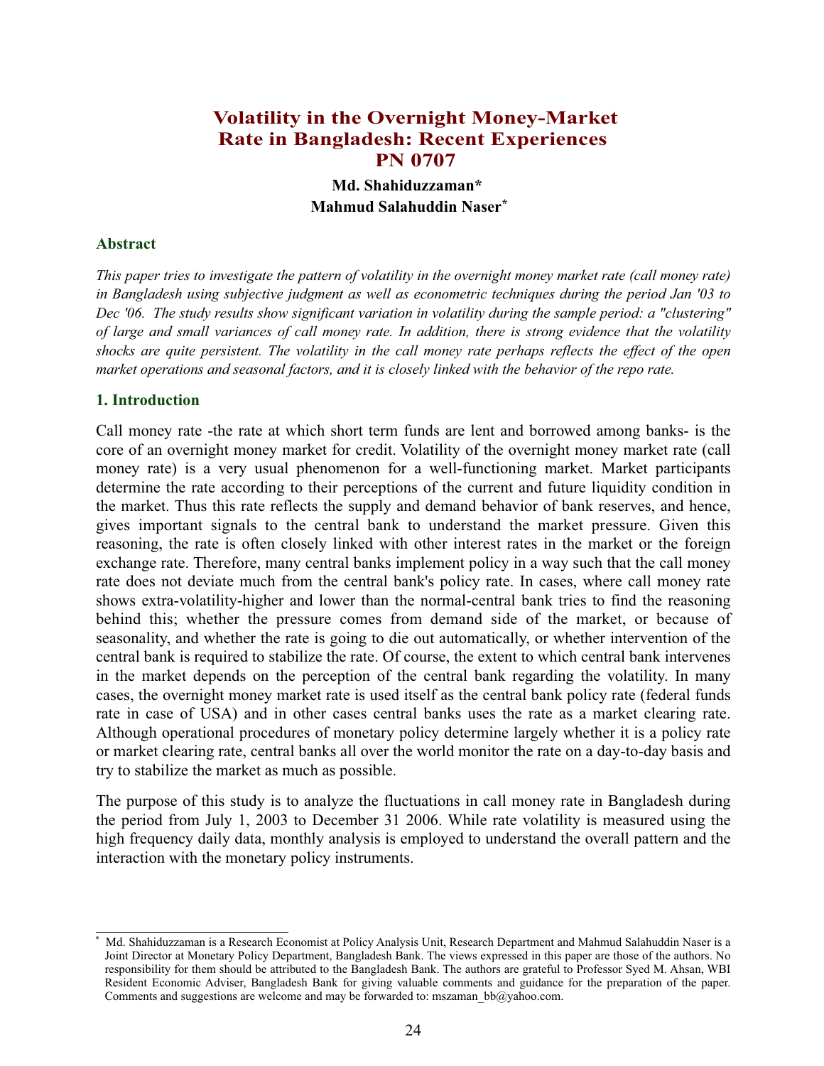# Volatility in the Overnight Money-Market Rate in Bangladesh: Recent Experiences PN 0707

**Md. Shahiduzzaman\***
**Mahmud Salahuddin Naser\***

## Abstract

*This paper tries to investigate the pattern of volatility in the overnight money market rate (call money rate) in Bangladesh using subjective judgment as well as econometric techniques during the period Jan '03 to Dec '06. The study results show significant variation in volatility during the sample period: a "clustering" of large and small variances of call money rate. In addition, there is strong evidence that the volatility shocks are quite persistent. The volatility in the call money rate perhaps reflects the effect of the open market operations and seasonal factors, and it is closely linked with the behavior of the repo rate.*

## 1. Introduction

Call money rate -the rate at which short term funds are lent and borrowed among banks- is the core of an overnight money market for credit. Volatility of the overnight money market rate (call money rate) is a very usual phenomenon for a well-functioning market. Market participants determine the rate according to their perceptions of the current and future liquidity condition in the market. Thus this rate reflects the supply and demand behavior of bank reserves, and hence, gives important signals to the central bank to understand the market pressure. Given this reasoning, the rate is often closely linked with other interest rates in the market or the foreign exchange rate. Therefore, many central banks implement policy in a way such that the call money rate does not deviate much from the central bank's policy rate. In cases, where call money rate shows extra-volatility-higher and lower than the normal-central bank tries to find the reasoning behind this; whether the pressure comes from demand side of the market, or because of seasonality, and whether the rate is going to die out automatically, or whether intervention of the central bank is required to stabilize the rate. Of course, the extent to which central bank intervenes in the market depends on the perception of the central bank regarding the volatility. In many cases, the overnight money market rate is used itself as the central bank policy rate (federal funds rate in case of USA) and in other cases central banks uses the rate as a market clearing rate. Although operational procedures of monetary policy determine largely whether it is a policy rate or market clearing rate, central banks all over the world monitor the rate on a day-to-day basis and try to stabilize the market as much as possible.

The purpose of this study is to analyze the fluctuations in call money rate in Bangladesh during the period from July 1, 2003 to December 31 2006. While rate volatility is measured using the high frequency daily data, monthly analysis is employed to understand the overall pattern and the interaction with the monetary policy instruments.

---

\* Md. Shahiduzzaman is a Research Economist at Policy Analysis Unit, Research Department and Mahmud Salahuddin Naser is a Joint Director at Monetary Policy Department, Bangladesh Bank. The views expressed in this paper are those of the authors. No responsibility for them should be attributed to the Bangladesh Bank. The authors are grateful to Professor Syed M. Ahsan, WBI Resident Economic Adviser, Bangladesh Bank for giving valuable comments and guidance for the preparation of the paper. Comments and suggestions are welcome and may be forwarded to: mszaman_bb@yahoo.com.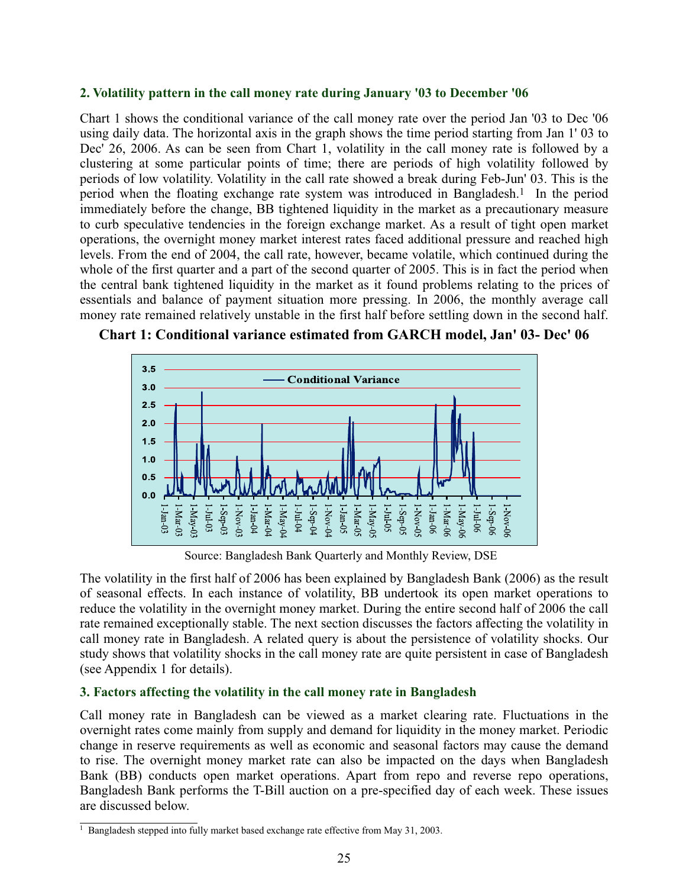### 2. Volatility pattern in the call money rate during January '03 to December '06

Chart 1 shows the conditional variance of the call money rate over the period Jan '03 to Dec '06 using daily data. The horizontal axis in the graph shows the time period starting from Jan 1' 03 to Dec' 26, 2006. As can be seen from Chart 1, volatility in the call money rate is followed by a clustering at some particular points of time; there are periods of high volatility followed by periods of low volatility. Volatility in the call rate showed a break during Feb-Jun' 03. This is the period when the floating exchange rate system was introduced in Bangladesh.[1] In the period immediately before the change, BB tightened liquidity in the market as a precautionary measure to curb speculative tendencies in the foreign exchange market. As a result of tight open market operations, the overnight money market interest rates faced additional pressure and reached high levels. From the end of 2004, the call rate, however, became volatile, which continued during the whole of the first quarter and a part of the second quarter of 2005. This is in fact the period when the central bank tightened liquidity in the market as it found problems relating to the prices of essentials and balance of payment situation more pressing. In 2006, the monthly average call money rate remained relatively unstable in the first half before settling down in the second half.

**Chart 1: Conditional variance estimated from GARCH model, Jan' 03- Dec' 06**

Source: Bangladesh Bank Quarterly and Monthly Review, DSE

The volatility in the first half of 2006 has been explained by Bangladesh Bank (2006) as the result of seasonal effects. In each instance of volatility, BB undertook its open market operations to reduce the volatility in the overnight money market. During the entire second half of 2006 the call rate remained exceptionally stable. The next section discusses the factors affecting the volatility in call money rate in Bangladesh. A related query is about the persistence of volatility shocks. Our study shows that volatility shocks in the call money rate are quite persistent in case of Bangladesh (see Appendix 1 for details).

### 3. Factors affecting the volatility in the call money rate in Bangladesh

Call money rate in Bangladesh can be viewed as a market clearing rate. Fluctuations in the overnight rates come mainly from supply and demand for liquidity in the money market. Periodic change in reserve requirements as well as economic and seasonal factors may cause the demand to rise. The overnight money market rate can also be impacted on the days when Bangladesh Bank (BB) conducts open market operations. Apart from repo and reverse repo operations, Bangladesh Bank performs the T-Bill auction on a pre-specified day of each week. These issues are discussed below.

[1] Bangladesh stepped into fully market based exchange rate effective from May 31, 2003.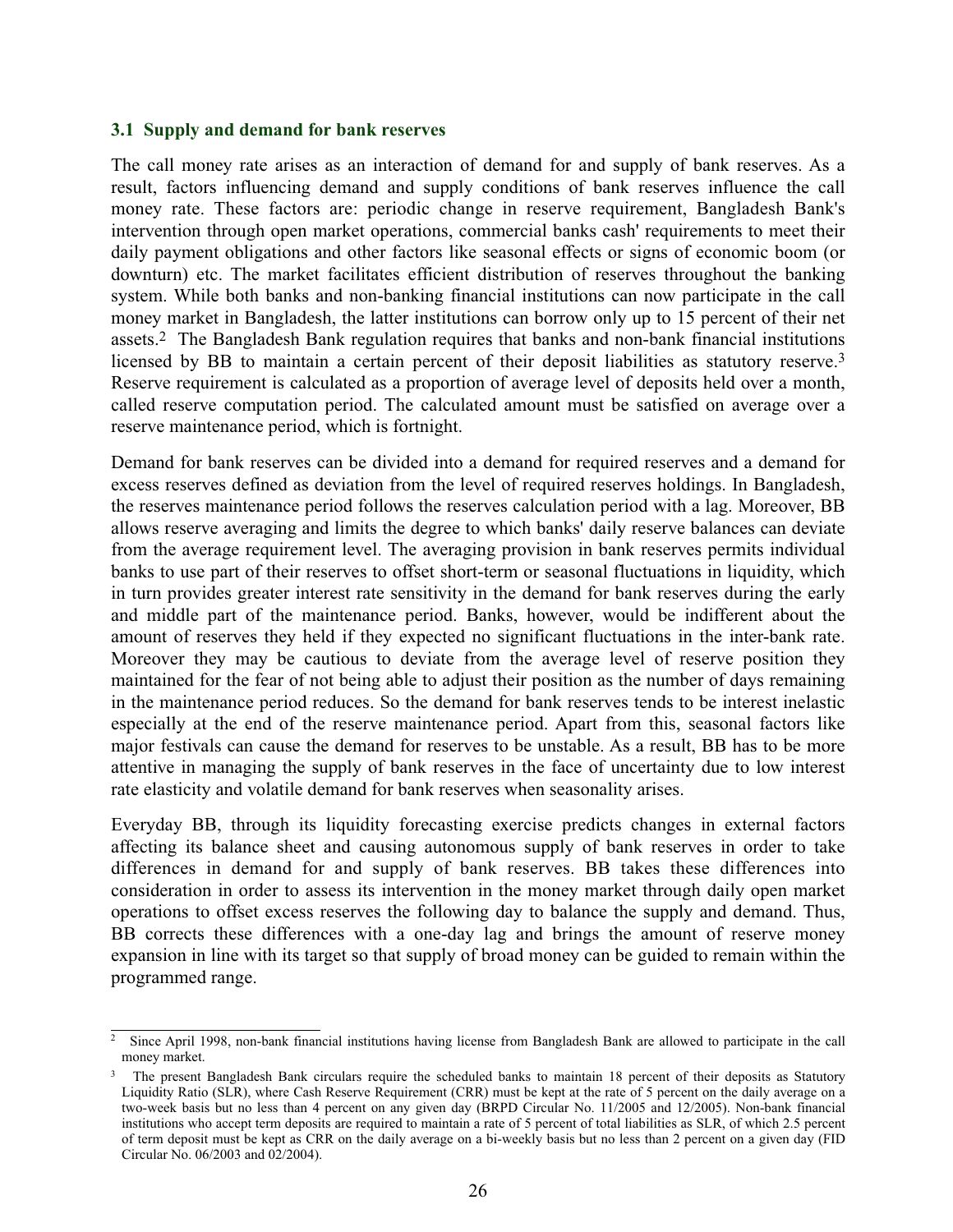### 3.1 Supply and demand for bank reserves

The call money rate arises as an interaction of demand for and supply of bank reserves. As a result, factors influencing demand and supply conditions of bank reserves influence the call money rate. These factors are: periodic change in reserve requirement, Bangladesh Bank's intervention through open market operations, commercial banks cash' requirements to meet their daily payment obligations and other factors like seasonal effects or signs of economic boom (or downturn) etc. The market facilitates efficient distribution of reserves throughout the banking system. While both banks and non-banking financial institutions can now participate in the call money market in Bangladesh, the latter institutions can borrow only up to 15 percent of their net assets.[2] The Bangladesh Bank regulation requires that banks and non-bank financial institutions licensed by BB to maintain a certain percent of their deposit liabilities as statutory reserve.[3] Reserve requirement is calculated as a proportion of average level of deposits held over a month, called reserve computation period. The calculated amount must be satisfied on average over a reserve maintenance period, which is fortnight.

Demand for bank reserves can be divided into a demand for required reserves and a demand for excess reserves defined as deviation from the level of required reserves holdings. In Bangladesh, the reserves maintenance period follows the reserves calculation period with a lag. Moreover, BB allows reserve averaging and limits the degree to which banks' daily reserve balances can deviate from the average requirement level. The averaging provision in bank reserves permits individual banks to use part of their reserves to offset short-term or seasonal fluctuations in liquidity, which in turn provides greater interest rate sensitivity in the demand for bank reserves during the early and middle part of the maintenance period. Banks, however, would be indifferent about the amount of reserves they held if they expected no significant fluctuations in the inter-bank rate. Moreover they may be cautious to deviate from the average level of reserve position they maintained for the fear of not being able to adjust their position as the number of days remaining in the maintenance period reduces. So the demand for bank reserves tends to be interest inelastic especially at the end of the reserve maintenance period. Apart from this, seasonal factors like major festivals can cause the demand for reserves to be unstable. As a result, BB has to be more attentive in managing the supply of bank reserves in the face of uncertainty due to low interest rate elasticity and volatile demand for bank reserves when seasonality arises.

Everyday BB, through its liquidity forecasting exercise predicts changes in external factors affecting its balance sheet and causing autonomous supply of bank reserves in order to take differences in demand for and supply of bank reserves. BB takes these differences into consideration in order to assess its intervention in the money market through daily open market operations to offset excess reserves the following day to balance the supply and demand. Thus, BB corrects these differences with a one-day lag and brings the amount of reserve money expansion in line with its target so that supply of broad money can be guided to remain within the programmed range.

---

[2] Since April 1998, non-bank financial institutions having license from Bangladesh Bank are allowed to participate in the call money market.

[3] The present Bangladesh Bank circulars require the scheduled banks to maintain 18 percent of their deposits as Statutory Liquidity Ratio (SLR), where Cash Reserve Requirement (CRR) must be kept at the rate of 5 percent on the daily average on a two-week basis but no less than 4 percent on any given day (BRPD Circular No. 11/2005 and 12/2005). Non-bank financial institutions who accept term deposits are required to maintain a rate of 5 percent of total liabilities as SLR, of which 2.5 percent of term deposit must be kept as CRR on the daily average on a bi-weekly basis but no less than 2 percent on a given day (FID Circular No. 06/2003 and 02/2004).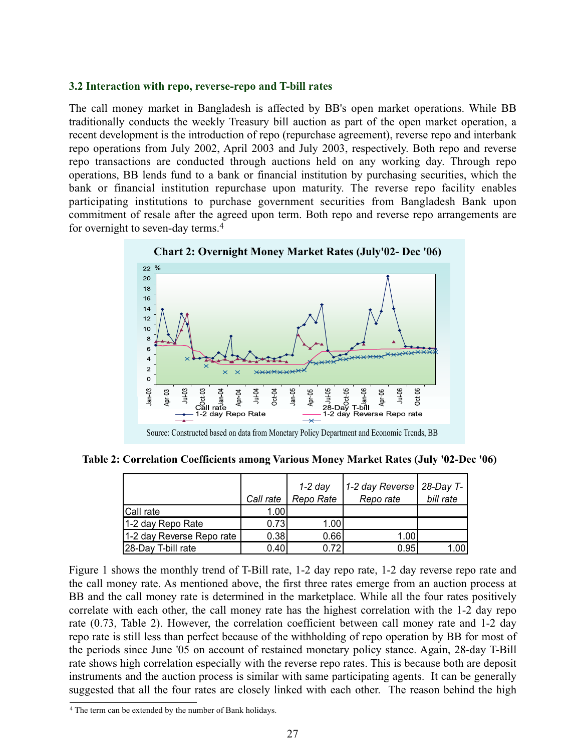### 3.2 Interaction with repo, reverse-repo and T-bill rates

The call money market in Bangladesh is affected by BB's open market operations. While BB traditionally conducts the weekly Treasury bill auction as part of the open market operation, a recent development is the introduction of repo (repurchase agreement), reverse repo and interbank repo operations from July 2002, April 2003 and July 2003, respectively. Both repo and reverse repo transactions are conducted through auctions held on any working day. Through repo operations, BB lends fund to a bank or financial institution by purchasing securities, which the bank or financial institution repurchase upon maturity. The reverse repo facility enables participating institutions to purchase government securities from Bangladesh Bank upon commitment of resale after the agreed upon term. Both repo and reverse repo arrangements are for overnight to seven-day terms.[4]

**Chart 2: Overnight Money Market Rates (July'02- Dec '06)**

Source: Constructed based on data from Monetary Policy Department and Economic Trends, BB

**Table 2: Correlation Coefficients among Various Money Market Rates (July '02-Dec '06)**

| | *Call rate* | *1-2 day Repo Rate* | *1-2 day Reverse Repo rate* | *28-Day T-bill rate* |
|---|---|---|---|---|
| Call rate | 1.00 | | | |
| 1-2 day Repo Rate | 0.73 | 1.00 | | |
| 1-2 day Reverse Repo rate | 0.38 | 0.66 | 1.00 | |
| 28-Day T-bill rate | 0.40 | 0.72 | 0.95 | 1.00 |

Figure 1 shows the monthly trend of T-Bill rate, 1-2 day repo rate, 1-2 day reverse repo rate and the call money rate. As mentioned above, the first three rates emerge from an auction process at BB and the call money rate is determined in the marketplace. While all the four rates positively correlate with each other, the call money rate has the highest correlation with the 1-2 day repo rate (0.73, Table 2). However, the correlation coefficient between call money rate and 1-2 day repo rate is still less than perfect because of the withholding of repo operation by BB for most of the periods since June '05 on account of restained monetary policy stance. Again, 28-day T-Bill rate shows high correlation especially with the reverse repo rates. This is because both are deposit instruments and the auction process is similar with same participating agents. It can be generally suggested that all the four rates are closely linked with each other. The reason behind the high

[4] The term can be extended by the number of Bank holidays.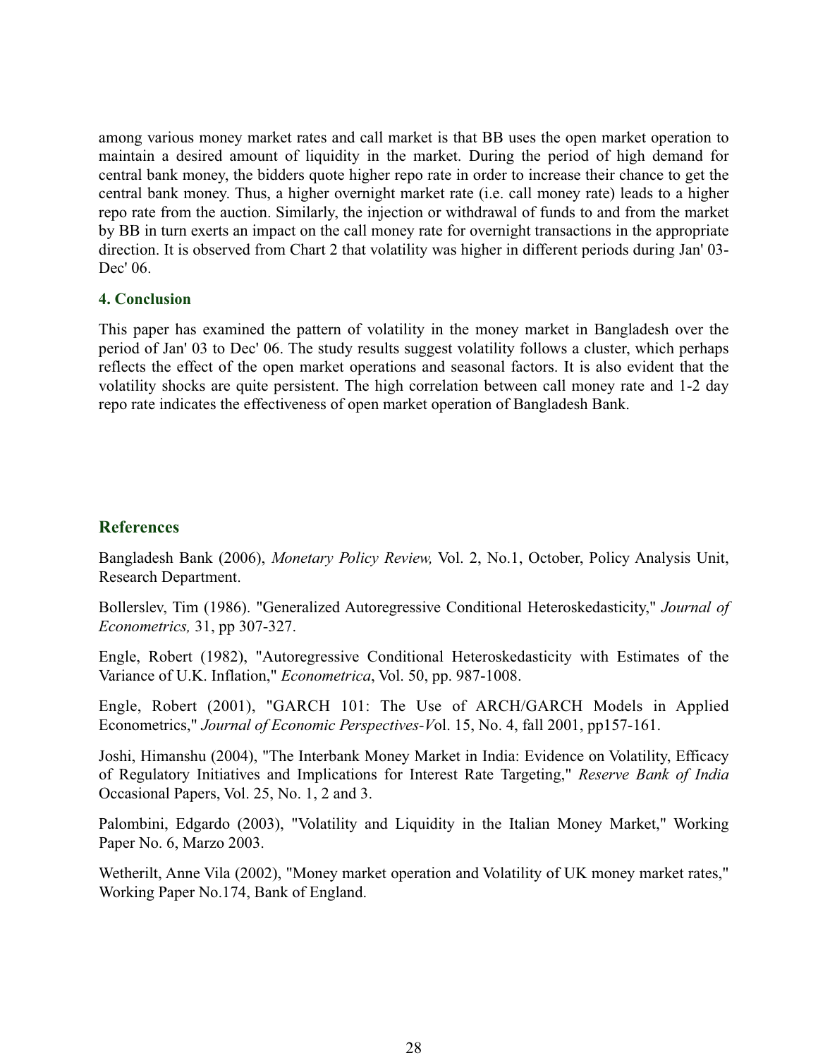among various money market rates and call market is that BB uses the open market operation to maintain a desired amount of liquidity in the market. During the period of high demand for central bank money, the bidders quote higher repo rate in order to increase their chance to get the central bank money. Thus, a higher overnight market rate (i.e. call money rate) leads to a higher repo rate from the auction. Similarly, the injection or withdrawal of funds to and from the market by BB in turn exerts an impact on the call money rate for overnight transactions in the appropriate direction. It is observed from Chart 2 that volatility was higher in different periods during Jan' 03-Dec' 06.

### 4. Conclusion

This paper has examined the pattern of volatility in the money market in Bangladesh over the period of Jan' 03 to Dec' 06. The study results suggest volatility follows a cluster, which perhaps reflects the effect of the open market operations and seasonal factors. It is also evident that the volatility shocks are quite persistent. The high correlation between call money rate and 1-2 day repo rate indicates the effectiveness of open market operation of Bangladesh Bank.

## References

Bangladesh Bank (2006), *Monetary Policy Review,* Vol. 2, No.1, October, Policy Analysis Unit, Research Department.

Bollerslev, Tim (1986). "Generalized Autoregressive Conditional Heteroskedasticity," *Journal of Econometrics,* 31, pp 307-327.

Engle, Robert (1982), "Autoregressive Conditional Heteroskedasticity with Estimates of the Variance of U.K. Inflation," *Econometrica*, Vol. 50, pp. 987-1008.

Engle, Robert (2001), "GARCH 101: The Use of ARCH/GARCH Models in Applied Econometrics," *Journal of Economic Perspectives-V*ol. 15, No. 4, fall 2001, pp157-161.

Joshi, Himanshu (2004), "The Interbank Money Market in India: Evidence on Volatility, Efficacy of Regulatory Initiatives and Implications for Interest Rate Targeting," *Reserve Bank of India* Occasional Papers, Vol. 25, No. 1, 2 and 3.

Palombini, Edgardo (2003), "Volatility and Liquidity in the Italian Money Market," Working Paper No. 6, Marzo 2003.

Wetherilt, Anne Vila (2002), "Money market operation and Volatility of UK money market rates," Working Paper No.174, Bank of England.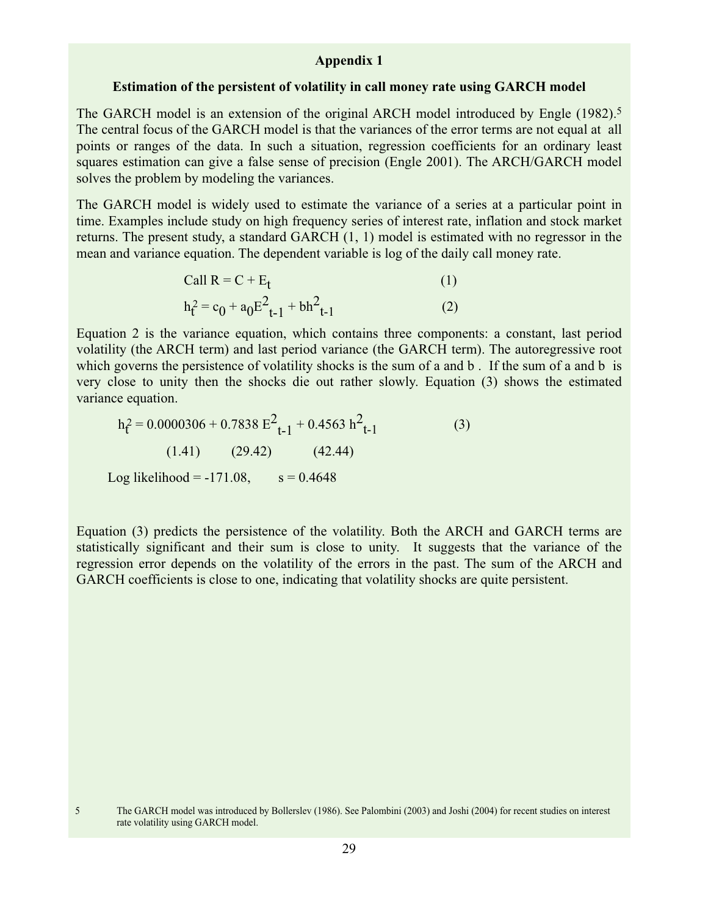**Appendix 1**

**Estimation of the persistent of volatility in call money rate using GARCH model**

The GARCH model is an extension of the original ARCH model introduced by Engle (1982).[5] The central focus of the GARCH model is that the variances of the error terms are not equal at all points or ranges of the data. In such a situation, regression coefficients for an ordinary least squares estimation can give a false sense of precision (Engle 2001). The ARCH/GARCH model solves the problem by modeling the variances.

The GARCH model is widely used to estimate the variance of a series at a particular point in time. Examples include study on high frequency series of interest rate, inflation and stock market returns. The present study, a standard GARCH (1, 1) model is estimated with no regressor in the mean and variance equation. The dependent variable is log of the daily call money rate.

$$\text{Call R} = C + E_t \qquad (1)$$

$$h_t^2 = c_0 + a_0 E^2_{t-1} + b h^2_{t-1} \qquad (2)$$

Equation 2 is the variance equation, which contains three components: a constant, last period volatility (the ARCH term) and last period variance (the GARCH term). The autoregressive root which governs the persistence of volatility shocks is the sum of a and b . If the sum of a and b is very close to unity then the shocks die out rather slowly. Equation (3) shows the estimated variance equation.

$$h_t^2 = 0.0000306 + 0.7838\, E^2_{t-1} + 0.4563\, h^2_{t-1} \qquad (3)$$

(1.41) (29.42) (42.44)

Log likelihood = -171.08, s = 0.4648

Equation (3) predicts the persistence of the volatility. Both the ARCH and GARCH terms are statistically significant and their sum is close to unity. It suggests that the variance of the regression error depends on the volatility of the errors in the past. The sum of the ARCH and GARCH coefficients is close to one, indicating that volatility shocks are quite persistent.

[5] The GARCH model was introduced by Bollerslev (1986). See Palombini (2003) and Joshi (2004) for recent studies on interest rate volatility using GARCH model.